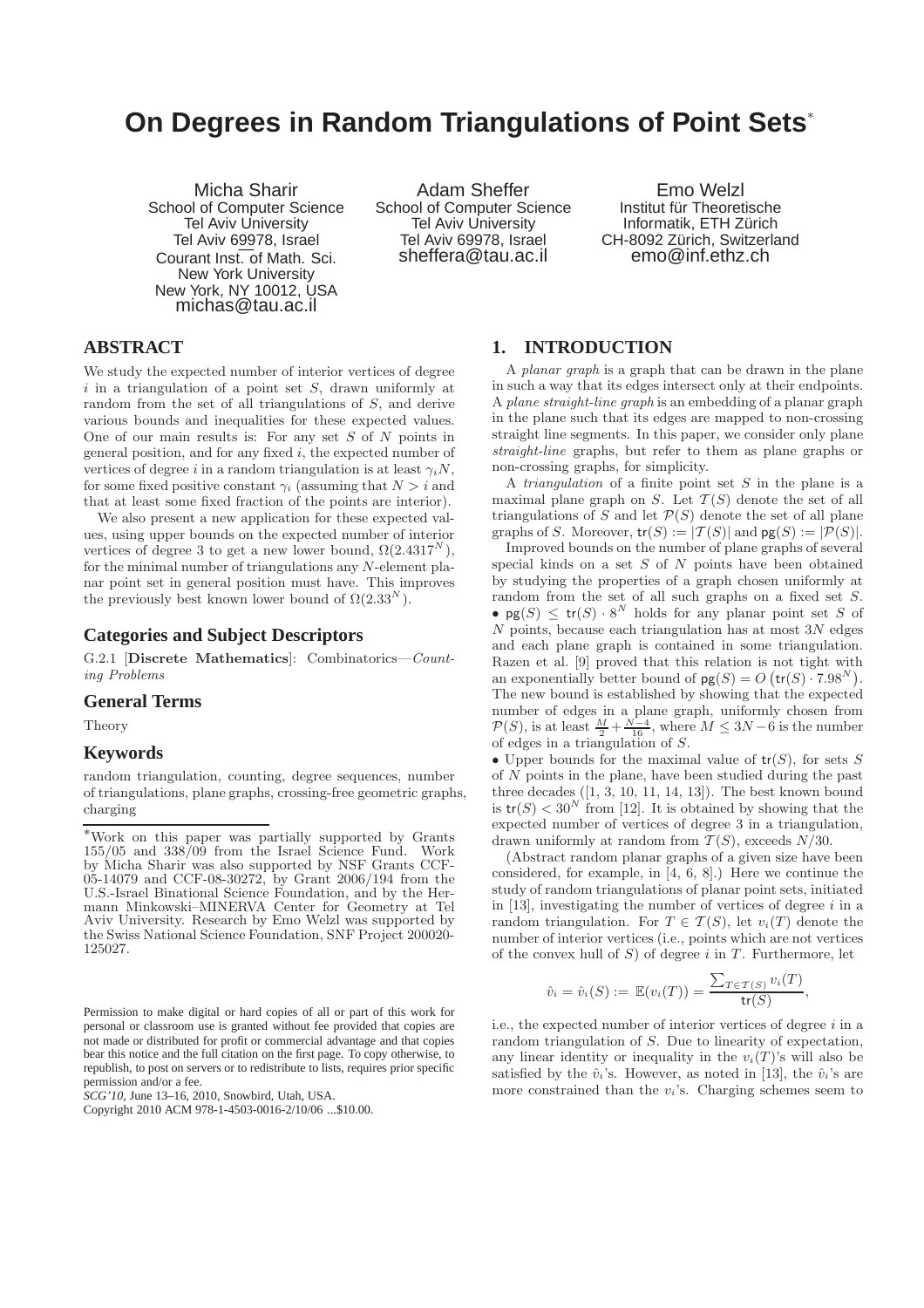# On Degrees in Random Triangulations of Point Sets*

Micha Sharir
School of Computer Science
Tel Aviv University
Tel Aviv 69978, Israel
Courant Inst. of Math. Sci.
New York University
New York, NY 10012, USA
michas@tau.ac.il

Adam Sheffer
School of Computer Science
Tel Aviv University
Tel Aviv 69978, Israel
sheffera@tau.ac.il

Emo Welzl
Institut für Theoretische Informatik, ETH Zürich
CH-8092 Zürich, Switzerland
emo@inf.ethz.ch

## ABSTRACT

We study the expected number of interior vertices of degree $i$ in a triangulation of a point set $S$, drawn uniformly at random from the set of all triangulations of $S$, and derive various bounds and inequalities for these expected values. One of our main results is: For any set $S$ of $N$ points in general position, and for any fixed $i$, the expected number of vertices of degree $i$ in a random triangulation is at least $\gamma_i N$, for some fixed positive constant $\gamma_i$ (assuming that $N > i$ and that at least some fixed fraction of the points are interior).

We also present a new application for these expected values, using upper bounds on the expected number of interior vertices of degree 3 to get a new lower bound, $\Omega(2.4317^N)$, for the minimal number of triangulations any $N$-element planar point set in general position must have. This improves the previously best known lower bound of $\Omega(2.33^N)$.

### Categories and Subject Descriptors

G.2.1 [**Discrete Mathematics**]: Combinatorics—*Counting Problems*

### General Terms

Theory

### Keywords

random triangulation, counting, degree sequences, number of triangulations, plane graphs, crossing-free geometric graphs, charging

*Work on this paper was partially supported by Grants 155/05 and 338/09 from the Israel Science Fund. Work by Micha Sharir was also supported by NSF Grants CCF-05-14079 and CCF-08-30272, by Grant 2006/194 from the U.S.-Israel Binational Science Foundation, and by the Hermann Minkowski–MINERVA Center for Geometry at Tel Aviv University. Research by Emo Welzl was supported by the Swiss National Science Foundation, SNF Project 200020-125027.

Permission to make digital or hard copies of all or part of this work for personal or classroom use is granted without fee provided that copies are not made or distributed for profit or commercial advantage and that copies bear this notice and the full citation on the first page. To copy otherwise, to republish, to post on servers or to redistribute to lists, requires prior specific permission and/or a fee.
*SCG'10*, June 13–16, 2010, Snowbird, Utah, USA.
Copyright 2010 ACM 978-1-4503-0016-2/10/06 ...$10.00.

## 1. INTRODUCTION

A *planar graph* is a graph that can be drawn in the plane in such a way that its edges intersect only at their endpoints. A *plane straight-line graph* is an embedding of a planar graph in the plane such that its edges are mapped to non-crossing straight line segments. In this paper, we consider only plane *straight-line* graphs, but refer to them as plane graphs or non-crossing graphs, for simplicity.

A *triangulation* of a finite point set $S$ in the plane is a maximal plane graph on $S$. Let $\mathcal{T}(S)$ denote the set of all triangulations of $S$ and let $\mathcal{P}(S)$ denote the set of all plane graphs of $S$. Moreover, $\mathsf{tr}(S) := |\mathcal{T}(S)|$ and $\mathsf{pg}(S) := |\mathcal{P}(S)|$.

Improved bounds on the number of plane graphs of several special kinds on a set $S$ of $N$ points have been obtained by studying the properties of a graph chosen uniformly at random from the set of all such graphs on a fixed set $S$.

- $\mathsf{pg}(S) \leq \mathsf{tr}(S) \cdot 8^N$ holds for any planar point set $S$ of $N$ points, because each triangulation has at most $3N$ edges and each plane graph is contained in some triangulation. Razen et al. [9] proved that this relation is not tight with an exponentially better bound of $\mathsf{pg}(S) = O\left(\mathsf{tr}(S) \cdot 7.98^N\right)$. The new bound is established by showing that the expected number of edges in a plane graph, uniformly chosen from $\mathcal{P}(S)$, is at least $\frac{M}{2} + \frac{N-4}{16}$, where $M \leq 3N-6$ is the number of edges in a triangulation of $S$.
- Upper bounds for the maximal value of $\mathsf{tr}(S)$, for sets $S$ of $N$ points in the plane, have been studied during the past three decades ([1, 3, 10, 11, 14, 13]). The best known bound is $\mathsf{tr}(S) < 30^N$ from [12]. It is obtained by showing that the expected number of vertices of degree 3 in a triangulation, drawn uniformly at random from $\mathcal{T}(S)$, exceeds $N/30$.

(Abstract random planar graphs of a given size have been considered, for example, in [4, 6, 8].) Here we continue the study of random triangulations of planar point sets, initiated in [13], investigating the number of vertices of degree $i$ in a random triangulation. For $T \in \mathcal{T}(S)$, let $v_i(T)$ denote the number of interior vertices (i.e., points which are not vertices of the convex hull of $S$) of degree $i$ in $T$. Furthermore, let

$$\hat{v}_i = \hat{v}_i(S) := \mathbb{E}(v_i(T)) = \frac{\sum_{T \in \mathcal{T}(S)} v_i(T)}{\mathsf{tr}(S)},$$

i.e., the expected number of interior vertices of degree $i$ in a random triangulation of $S$. Due to linearity of expectation, any linear identity or inequality in the $v_i(T)$'s will also be satisfied by the $\hat{v}_i$'s. However, as noted in [13], the $\hat{v}_i$'s are more constrained than the $v_i$'s. Charging schemes seem to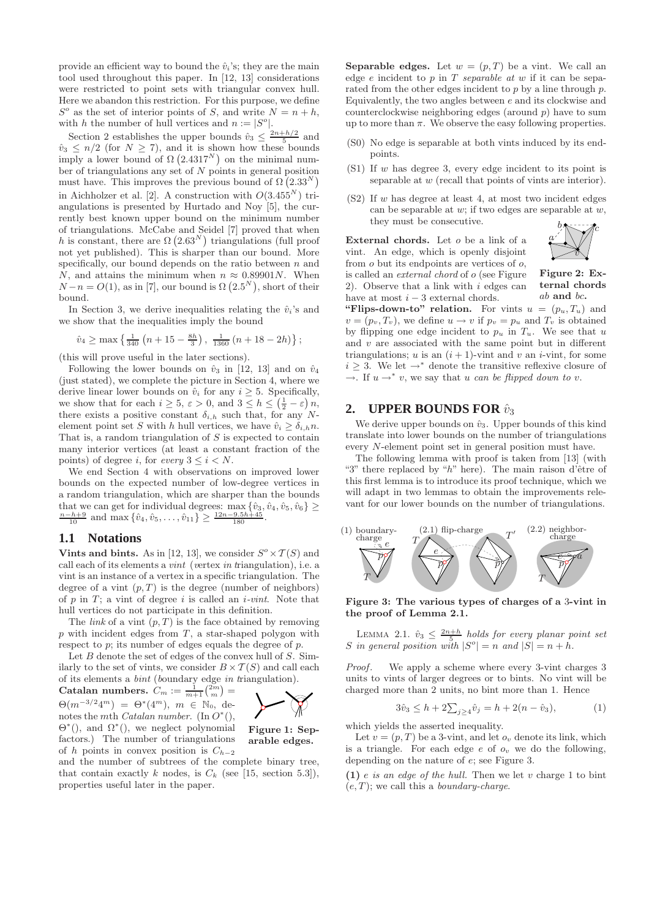provide an efficient way to bound the $\hat{v}_i$'s; they are the main tool used throughout this paper. In [12, 13] considerations were restricted to point sets with triangular convex hull. Here we abandon this restriction. For this purpose, we define $S^o$ as the set of interior points of $S$, and write $N = n + h$, with $h$ the number of hull vertices and $n := |S^o|$.

Section 2 establishes the upper bounds $\hat{v}_3 \leq \frac{2n+h/2}{5}$ and $\hat{v}_3 \leq n/2$ (for $N \geq 7$), and it is shown how these bounds imply a lower bound of $\Omega(2.4317^N)$ on the minimal number of triangulations any set of $N$ points in general position must have. This improves the previous bound of $\Omega(2.33^N)$ in Aichholzer et al. [2]. A construction with $O(3.455^N)$ triangulations is presented by Hurtado and Noy [5], the currently best known upper bound on the minimum number of triangulations. McCabe and Seidel [7] proved that when $h$ is constant, there are $\Omega(2.63^N)$ triangulations (full proof not yet published). This is sharper than our bound. More specifically, our bound depends on the ratio between $n$ and $N$, and attains the minimum when $n \approx 0.89901N$. When $N - n = O(1)$, as in [7], our bound is $\Omega(2.5^N)$, short of their bound.

In Section 3, we derive inequalities relating the $\hat{v}_i$'s and we show that the inequalities imply the bound

$$\hat{v}_4 \geq \max\left\{\tfrac{1}{340}\left(n + 15 - \tfrac{8h}{3}\right),\ \tfrac{1}{1360}\left(n + 18 - 2h\right)\right\};$$

(this will prove useful in the later sections).

Following the lower bounds on $\hat{v}_3$ in [12, 13] and on $\hat{v}_4$ (just stated), we complete the picture in Section 4, where we derive linear lower bounds on $\hat{v}_i$ for any $i \geq 5$. Specifically, we show that for each $i \geq 5$, $\varepsilon > 0$, and $3 \leq h \leq \left(\frac{1}{2} - \varepsilon\right)n$, there exists a positive constant $\delta_{i,h}$ such that, for any $N$-element point set $S$ with $h$ hull vertices, we have $\hat{v}_i \geq \delta_{i,h} n$. That is, a random triangulation of $S$ is expected to contain many interior vertices (at least a constant fraction of the points) of degree $i$, for *every* $3 \leq i < N$.

We end Section 4 with observations on improved lower bounds on the expected number of low-degree vertices in a random triangulation, which are sharper than the bounds that we can get for individual degrees: $\max\{\hat{v}_3, \hat{v}_4, \hat{v}_5, \hat{v}_6\} \geq \frac{n-h+9}{10}$ and $\max\{\hat{v}_4, \hat{v}_5, \ldots, \hat{v}_{11}\} \geq \frac{12n-9.5h+45}{180}$.

## 1.1 Notations

**Vints and bints.** As in [12, 13], we consider $S^o \times \mathcal{T}(S)$ and call each of its elements a *vint* (*v*ertex *in* *t*riangulation), i.e. a vint is an instance of a vertex in a specific triangulation. The degree of a vint $(p, T)$ is the degree (number of neighbors) of $p$ in $T$; a vint of degree $i$ is called an *$i$-vint*. Note that hull vertices do not participate in this definition.

The *link* of a vint $(p, T)$ is the face obtained by removing $p$ with incident edges from $T$, a star-shaped polygon with respect to $p$; its number of edges equals the degree of $p$.

Let $B$ denote the set of edges of the convex hull of $S$. Similarly to the set of vints, we consider $B \times \mathcal{T}(S)$ and call each of its elements a *bint* (*b*oundary edge *in* *t*riangulation).

**Catalan numbers.** $C_m := \frac{1}{m+1}\binom{2m}{m} = \Theta(m^{-3/2}4^m) = \Theta^*(4^m)$, $m \in \mathbb{N}_0$, denotes the $m$th *Catalan number*. (In $O^*()$, $\Theta^*()$, and $\Omega^*()$, we neglect polynomial factors.) The number of triangulations of $h$ points in convex position is $C_{h-2}$ and the number of subtrees of the complete binary tree, that contain exactly $k$ nodes, is $C_k$ (see [15, section 5.3]), properties useful later in the paper.

**Figure 1: Separable edges.**

**Separable edges.** Let $w = (p, T)$ be a vint. We call an edge $e$ incident to $p$ in $T$ *separable at* $w$ if it can be separated from the other edges incident to $p$ by a line through $p$. Equivalently, the two angles between $e$ and its clockwise and counterclockwise neighboring edges (around $p$) have to sum up to more than $\pi$. We observe the easy following properties.

- (S0) No edge is separable at both vints induced by its endpoints.
- (S1) If $w$ has degree 3, every edge incident to its point is separable at $w$ (recall that points of vints are interior).
- (S2) If $w$ has degree at least 4, at most two incident edges can be separable at $w$; if two edges are separable at $w$, they must be consecutive.

**External chords.** Let $o$ be a link of a vint. An edge, which is openly disjoint from $o$ but its endpoints are vertices of $o$, is called an *external chord* of $o$ (see Figure 2). Observe that a link with $i$ edges can have at most $i - 3$ external chords.

**Figure 2: External chords $ab$ and $bc$.**

**"Flips-down-to" relation.** For vints $u = (p_u, T_u)$ and $v = (p_v, T_v)$, we define $u \to v$ if $p_v = p_u$ and $T_v$ is obtained by flipping one edge incident to $p_u$ in $T_u$. We see that $u$ and $v$ are associated with the same point but in different triangulations; $u$ is an $(i+1)$-vint and $v$ an $i$-vint, for some $i \geq 3$. We let $\to^*$ denote the transitive reflexive closure of $\to$. If $u \to^* v$, we say that *$u$ can be flipped down to $v$*.

## 2. UPPER BOUNDS FOR $\hat{v}_3$

We derive upper bounds on $\hat{v}_3$. Upper bounds of this kind translate into lower bounds on the number of triangulations every $N$-element point set in general position must have.

The following lemma with proof is taken from [13] (with "3" there replaced by "$h$" here). The main raison d'être of this first lemma is to introduce its proof technique, which we will adapt in two lemmas to obtain the improvements relevant for our lower bounds on the number of triangulations.

**Figure 3: The various types of charges of a 3-vint in the proof of Lemma 2.1.**

LEMMA 2.1. *$\hat{v}_3 \leq \frac{2n+h}{5}$ holds for every planar point set $S$ in general position with $|S^o| = n$ and $|S| = n + h$.*

*Proof.* We apply a scheme where every 3-vint charges 3 units to vints of larger degrees or to bints. No vint will be charged more than 2 units, no bint more than 1. Hence

$$3\hat{v}_3 \leq h + 2\textstyle\sum_{j\geq 4}\hat{v}_j = h + 2(n - \hat{v}_3), \tag{1}$$

which yields the asserted inequality.

Let $v = (p, T)$ be a 3-vint, and let $o_v$ denote its link, which is a triangle. For each edge $e$ of $o_v$ we do the following, depending on the nature of $e$; see Figure 3.

**(1)** *$e$ is an edge of the hull.* Then we let $v$ charge 1 to bint $(e, T)$; we call this a *boundary-charge*.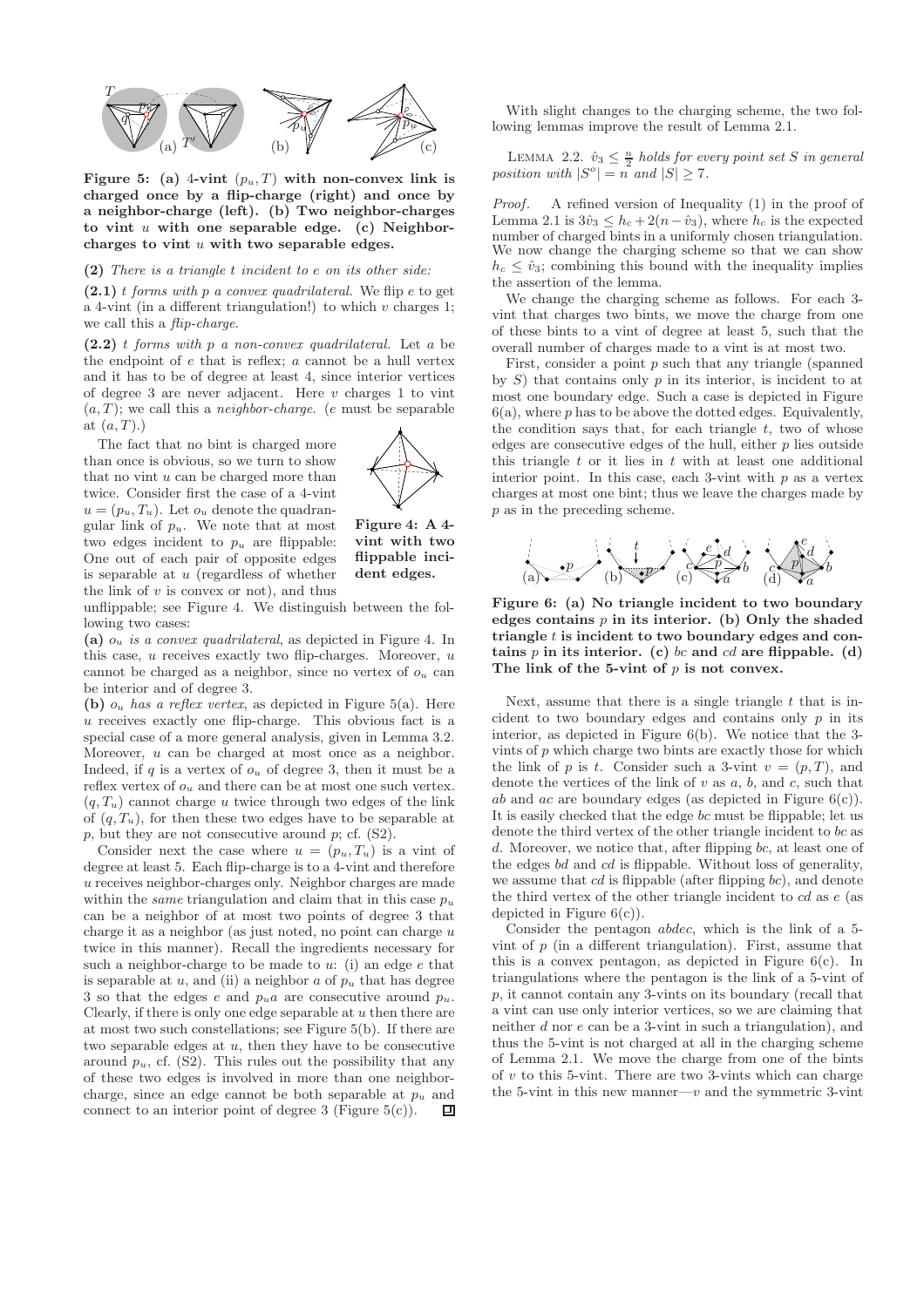**Figure 5: (a) 4-vint $(p_u, T)$ with non-convex link is charged once by a flip-charge (right) and once by a neighbor-charge (left). (b) Two neighbor-charges to vint $u$ with one separable edge. (c) Neighbor-charges to vint $u$ with two separable edges.**

**(2)** *There is a triangle $t$ incident to $e$ on its other side:*

**(2.1)** *$t$ forms with $p$ a convex quadrilateral.* We flip $e$ to get a 4-vint (in a different triangulation!) to which $v$ charges 1; we call this a *flip-charge*.

**(2.2)** *$t$ forms with $p$ a non-convex quadrilateral.* Let $a$ be the endpoint of $e$ that is reflex; $a$ cannot be a hull vertex and it has to be of degree at least 4, since interior vertices of degree 3 are never adjacent. Here $v$ charges 1 to vint $(a, T)$; we call this a *neighbor-charge*. ($e$ must be separable at $(a, T)$.)

The fact that no bint is charged more than once is obvious, so we turn to show that no vint $u$ can be charged more than twice. Consider first the case of a 4-vint $u = (p_u, T_u)$. Let $o_u$ denote the quadrangular link of $p_u$. We note that at most two edges incident to $p_u$ are flippable: One out of each pair of opposite edges is separable at $u$ (regardless of whether the link of $v$ is convex or not), and thus unflippable; see Figure 4. We distinguish between the following two cases:

**Figure 4: A 4-vint with two flippable incident edges.**

**(a)** *$o_u$ is a convex quadrilateral*, as depicted in Figure 4. In this case, $u$ receives exactly two flip-charges. Moreover, $u$ cannot be charged as a neighbor, since no vertex of $o_u$ can be interior and of degree 3.

**(b)** *$o_u$ has a reflex vertex*, as depicted in Figure 5(a). Here $u$ receives exactly one flip-charge. This obvious fact is a special case of a more general analysis, given in Lemma 3.2. Moreover, $u$ can be charged at most once as a neighbor. Indeed, if $q$ is a vertex of $o_u$ of degree 3, then it must be a reflex vertex of $o_u$ and there can be at most one such vertex. $(q, T_u)$ cannot charge $u$ twice through two edges of the link of $(q, T_u)$, for then these two edges have to be separable at $p$, but they are not consecutive around $p$; cf. (S2).

Consider next the case where $u = (p_u, T_u)$ is a vint of degree at least 5. Each flip-charge is to a 4-vint and therefore $u$ receives neighbor-charges only. Neighbor charges are made within the *same* triangulation and claim that in this case $p_u$ can be a neighbor of at most two points of degree 3 that charge it as a neighbor (as just noted, no point can charge $u$ twice in this manner). Recall the ingredients necessary for such a neighbor-charge to be made to $u$: (i) an edge $e$ that is separable at $u$, and (ii) a neighbor $a$ of $p_u$ that has degree 3 so that the edges $e$ and $p_u a$ are consecutive around $p_u$. Clearly, if there is only one edge separable at $u$ then there are at most two such constellations; see Figure 5(b). If there are two separable edges at $u$, then they have to be consecutive around $p_u$, cf. (S2). This rules out the possibility that any of these two edges is involved in more than one neighbor-charge, since an edge cannot be both separable at $p_u$ and connect to an interior point of degree 3 (Figure 5(c)). ◻

With slight changes to the charging scheme, the two following lemmas improve the result of Lemma 2.1.

LEMMA 2.2. *$\hat{v}_3 \le \frac{n}{2}$ holds for every point set $S$ in general position with $|S^o| = n$ and $|S| \ge 7$.*

*Proof.* A refined version of Inequality (1) in the proof of Lemma 2.1 is $3\hat{v}_3 \le h_c + 2(n - \hat{v}_3)$, where $h_c$ is the expected number of charged bints in a uniformly chosen triangulation. We now change the charging scheme so that we can show $h_c \le \hat{v}_3$; combining this bound with the inequality implies the assertion of the lemma.

We change the charging scheme as follows. For each 3-vint that charges two bints, we move the charge from one of these bints to a vint of degree at least 5, such that the overall number of charges made to a vint is at most two.

First, consider a point $p$ such that any triangle (spanned by $S$) that contains only $p$ in its interior, is incident to at most one boundary edge. Such a case is depicted in Figure 6(a), where $p$ has to be above the dotted edges. Equivalently, the condition says that, for each triangle $t$, two of whose edges are consecutive edges of the hull, either $p$ lies outside this triangle $t$ or it lies in $t$ with at least one additional interior point. In this case, each 3-vint with $p$ as a vertex charges at most one bint; thus we leave the charges made by $p$ as in the preceding scheme.

**Figure 6: (a) No triangle incident to two boundary edges contains $p$ in its interior. (b) Only the shaded triangle $t$ is incident to two boundary edges and contains $p$ in its interior. (c) $bc$ and $cd$ are flippable. (d) The link of the 5-vint of $p$ is not convex.**

Next, assume that there is a single triangle $t$ that is incident to two boundary edges and contains only $p$ in its interior, as depicted in Figure 6(b). We notice that the 3-vints of $p$ which charge two bints are exactly those for which the link of $p$ is $t$. Consider such a 3-vint $v = (p, T)$, and denote the vertices of the link of $v$ as $a$, $b$, and $c$, such that $ab$ and $ac$ are boundary edges (as depicted in Figure 6(c)). It is easily checked that the edge $bc$ must be flippable; let us denote the third vertex of the other triangle incident to $bc$ as $d$. Moreover, we notice that, after flipping $bc$, at least one of the edges $bd$ and $cd$ is flippable. Without loss of generality, we assume that $cd$ is flippable (after flipping $bc$), and denote the third vertex of the other triangle incident to $cd$ as $e$ (as depicted in Figure 6(c)).

Consider the pentagon $abdec$, which is the link of a 5-vint of $p$ (in a different triangulation). First, assume that this is a convex pentagon, as depicted in Figure 6(c). In triangulations where the pentagon is the link of a 5-vint of $p$, it cannot contain any 3-vints on its boundary (recall that a vint can use only interior vertices, so we are claiming that neither $d$ nor $e$ can be a 3-vint in such a triangulation), and thus the 5-vint is not charged at all in the charging scheme of Lemma 2.1. We move the charge from one of the bints of $v$ to this 5-vint. There are two 3-vints which can charge the 5-vint in this new manner—$v$ and the symmetric 3-vint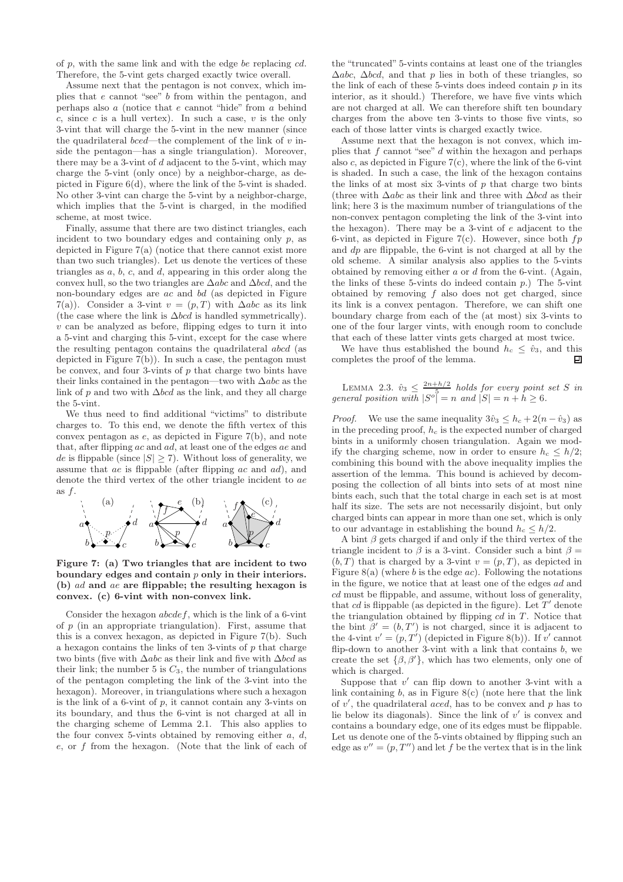of $p$, with the same link and with the edge $be$ replacing $cd$. Therefore, the 5-vint gets charged exactly twice overall.

Assume next that the pentagon is not convex, which implies that $e$ cannot "see" $b$ from within the pentagon, and perhaps also $a$ (notice that $e$ cannot "hide" from $a$ behind $c$, since $c$ is a hull vertex). In such a case, $v$ is the only 3-vint that will charge the 5-vint in the new manner (since the quadrilateral $bced$—the complement of the link of $v$ inside the pentagon—has a single triangulation). Moreover, there may be a 3-vint of $d$ adjacent to the 5-vint, which may charge the 5-vint (only once) by a neighbor-charge, as depicted in Figure 6(d), where the link of the 5-vint is shaded. No other 3-vint can charge the 5-vint by a neighbor-charge, which implies that the 5-vint is charged, in the modified scheme, at most twice.

Finally, assume that there are two distinct triangles, each incident to two boundary edges and containing only $p$, as depicted in Figure 7(a) (notice that there cannot exist more than two such triangles). Let us denote the vertices of these triangles as $a$, $b$, $c$, and $d$, appearing in this order along the convex hull, so the two triangles are $\Delta abc$ and $\Delta bcd$, and the non-boundary edges are $ac$ and $bd$ (as depicted in Figure 7(a)). Consider a 3-vint $v = (p, T)$ with $\Delta abc$ as its link (the case where the link is $\Delta bcd$ is handled symmetrically). $v$ can be analyzed as before, flipping edges to turn it into a 5-vint and charging this 5-vint, except for the case where the resulting pentagon contains the quadrilateral $abcd$ (as depicted in Figure 7(b)). In such a case, the pentagon must be convex, and four 3-vints of $p$ that charge two bints have their links contained in the pentagon—two with $\Delta abc$ as the link of $p$ and two with $\Delta bcd$ as the link, and they all charge the 5-vint.

We thus need to find additional "victims" to distribute charges to. To this end, we denote the fifth vertex of this convex pentagon as $e$, as depicted in Figure 7(b), and note that, after flipping $ac$ and $ad$, at least one of the edges $ae$ and $de$ is flippable (since $|S| \geq 7$). Without loss of generality, we assume that $ae$ is flippable (after flipping $ac$ and $ad$), and denote the third vertex of the other triangle incident to $ae$ as $f$.

**Figure 7: (a) Two triangles that are incident to two boundary edges and contain $p$ only in their interiors. (b) $ad$ and $ae$ are flippable; the resulting hexagon is convex. (c) 6-vint with non-convex link.**

Consider the hexagon $abcdef$, which is the link of a 6-vint of $p$ (in an appropriate triangulation). First, assume that this is a convex hexagon, as depicted in Figure 7(b). Such a hexagon contains the links of ten 3-vints of $p$ that charge two bints (five with $\Delta abc$ as their link and five with $\Delta bcd$ as their link; the number 5 is $C_3$, the number of triangulations of the pentagon completing the link of the 3-vint into the hexagon). Moreover, in triangulations where such a hexagon is the link of a 6-vint of $p$, it cannot contain any 3-vints on its boundary, and thus the 6-vint is not charged at all in the charging scheme of Lemma 2.1. This also applies to the four convex 5-vints obtained by removing either $a$, $d$, $e$, or $f$ from the hexagon. (Note that the link of each of the "truncated" 5-vints contains at least one of the triangles $\Delta abc$, $\Delta bcd$, and that $p$ lies in both of these triangles, so the link of each of these 5-vints does indeed contain $p$ in its interior, as it should.) Therefore, we have five vints which are not charged at all. We can therefore shift ten boundary charges from the above ten 3-vints to those five vints, so each of those latter vints is charged exactly twice.

Assume next that the hexagon is not convex, which implies that $f$ cannot "see" $d$ within the hexagon and perhaps also $c$, as depicted in Figure 7(c), where the link of the 6-vint is shaded. In such a case, the link of the hexagon contains the links of at most six 3-vints of $p$ that charge two bints (three with $\Delta abc$ as their link and three with $\Delta bcd$ as their link; here 3 is the maximum number of triangulations of the non-convex pentagon completing the link of the 3-vint into the hexagon). There may be a 3-vint of $e$ adjacent to the 6-vint, as depicted in Figure 7(c). However, since both $fp$ and $dp$ are flippable, the 6-vint is not charged at all by the old scheme. A similar analysis also applies to the 5-vints obtained by removing either $a$ or $d$ from the 6-vint. (Again, the links of these 5-vints do indeed contain $p$.) The 5-vint obtained by removing $f$ also does not get charged, since its link is a convex pentagon. Therefore, we can shift one boundary charge from each of the (at most) six 3-vints to one of the four larger vints, with enough room to conclude that each of these latter vints gets charged at most twice.

We have thus established the bound $h_c \leq \hat{v}_3$, and this completes the proof of the lemma. ∎

LEMMA 2.3. *$\hat{v}_3 \leq \frac{2n+h/2}{5}$ holds for every point set $S$ in general position with $|S^o| = n$ and $|S| = n + h \geq 6$.*

*Proof.* We use the same inequality $3\hat{v}_3 \leq h_c + 2(n - \hat{v}_3)$ as in the preceding proof, $h_c$ is the expected number of charged bints in a uniformly chosen triangulation. Again we modify the charging scheme, now in order to ensure $h_c \leq h/2$; combining this bound with the above inequality implies the assertion of the lemma. This bound is achieved by decomposing the collection of all bints into sets of at most nine bints each, such that the total charge in each set is at most half its size. The sets are not necessarily disjoint, but only charged bints can appear in more than one set, which is only to our advantage in establishing the bound $h_c \leq h/2$.

A bint $\beta$ gets charged if and only if the third vertex of the triangle incident to $\beta$ is a 3-vint. Consider such a bint $\beta = (b, T)$ that is charged by a 3-vint $v = (p, T)$, as depicted in Figure 8(a) (where $b$ is the edge $ac$). Following the notations in the figure, we notice that at least one of the edges $ad$ and $cd$ must be flippable, and assume, without loss of generality, that $cd$ is flippable (as depicted in the figure). Let $T'$ denote the triangulation obtained by flipping $cd$ in $T$. Notice that the bint $\beta' = (b, T')$ is not charged, since it is adjacent to the 4-vint $v' = (p, T')$ (depicted in Figure 8(b)). If $v'$ cannot flip-down to another 3-vint with a link that contains $b$, we create the set $\{\beta, \beta'\}$, which has two elements, only one of which is charged.

Suppose that $v'$ can flip down to another 3-vint with a link containing $b$, as in Figure 8(c) (note here that the link of $v'$, the quadrilateral $aced$, has to be convex and $p$ has to lie below its diagonals). Since the link of $v'$ is convex and contains a boundary edge, one of its edges must be flippable. Let us denote one of the 5-vints obtained by flipping such an edge as $v'' = (p, T'')$ and let $f$ be the vertex that is in the link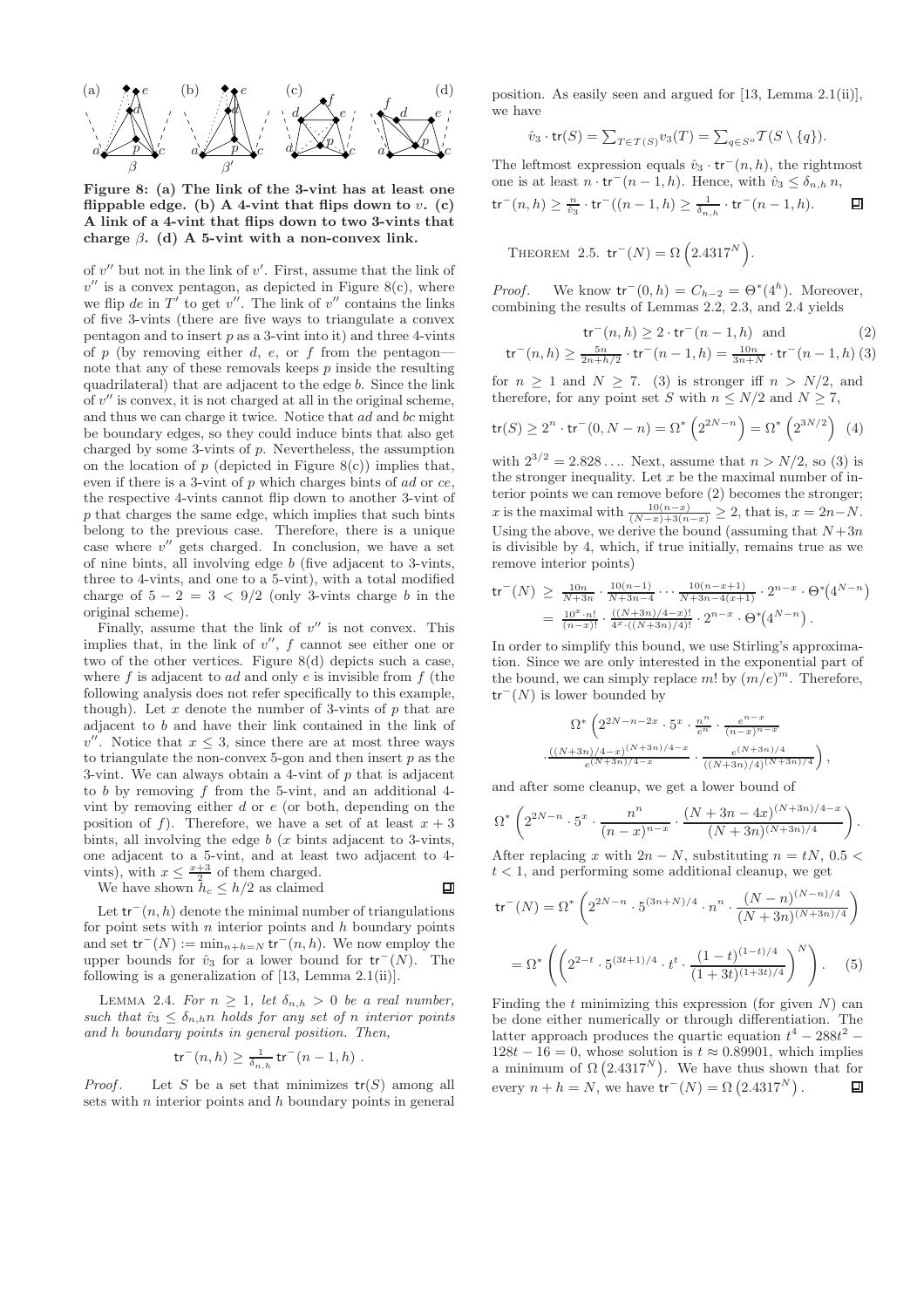**Figure 8: (a) The link of the 3-vint has at least one flippable edge. (b) A 4-vint that flips down to $v$. (c) A link of a 4-vint that flips down to two 3-vints that charge $\beta$. (d) A 5-vint with a non-convex link.**

of $v''$ but not in the link of $v'$. First, assume that the link of $v''$ is a convex pentagon, as depicted in Figure 8(c), where we flip $de$ in $T'$ to get $v''$. The link of $v''$ contains the links of five 3-vints (there are five ways to triangulate a convex pentagon and to insert $p$ as a 3-vint into it) and three 4-vints of $p$ (by removing either $d$, $e$, or $f$ from the pentagon—note that any of these removals keeps $p$ inside the resulting quadrilateral) that are adjacent to the edge $b$. Since the link of $v''$ is convex, it is not charged at all in the original scheme, and thus we can charge it twice. Notice that $ad$ and $bc$ might be boundary edges, so they could induce bints that also get charged by some 3-vints of $p$. Nevertheless, the assumption on the location of $p$ (depicted in Figure 8(c)) implies that, even if there is a 3-vint of $p$ which charges bints of $ad$ or $ce$, the respective 4-vints cannot flip down to another 3-vint of $p$ that charges the same edge, which implies that such bints belong to the previous case. Therefore, there is a unique case where $v''$ gets charged. In conclusion, we have a set of nine bints, all involving edge $b$ (five adjacent to 3-vints, three to 4-vints, and one to a 5-vint), with a total modified charge of $5 - 2 = 3 < 9/2$ (only 3-vints charge $b$ in the original scheme).

Finally, assume that the link of $v''$ is not convex. This implies that, in the link of $v''$, $f$ cannot see either one or two of the other vertices. Figure 8(d) depicts such a case, where $f$ is adjacent to $ad$ and only $e$ is invisible from $f$ (the following analysis does not refer specifically to this example, though). Let $x$ denote the number of 3-vints of $p$ that are adjacent to $b$ and have their link contained in the link of $v''$. Notice that $x \leq 3$, since there are at most three ways to triangulate the non-convex 5-gon and then insert $p$ as the 3-vint. We can always obtain a 4-vint of $p$ that is adjacent to $b$ by removing $f$ from the 5-vint, and an additional 4-vint by removing either $d$ or $e$ (or both, depending on the position of $f$). Therefore, we have a set of at least $x + 3$ bints, all involving the edge $b$ ($x$ bints adjacent to 3-vints, one adjacent to a 5-vint, and at least two adjacent to 4-vints), with $x \leq \frac{x+3}{2}$ of them charged.

We have shown $h_c \leq h/2$ as claimed ∎

Let $\mathsf{tr}^-(n, h)$ denote the minimal number of triangulations for point sets with $n$ interior points and $h$ boundary points and set $\mathsf{tr}^-(N) := \min_{n+h=N} \mathsf{tr}^-(n, h)$. We now employ the upper bounds for $\hat{v}_3$ for a lower bound for $\mathsf{tr}^-(N)$. The following is a generalization of [13, Lemma 2.1(ii)].

LEMMA 2.4. *For $n \geq 1$, let $\delta_{n,h} > 0$ be a real number, such that $\hat{v}_3 \leq \delta_{n,h} n$ holds for any set of $n$ interior points and $h$ boundary points in general position. Then,*

$$\mathsf{tr}^-(n, h) \geq \tfrac{1}{\delta_{n,h}} \mathsf{tr}^-(n-1, h) .$$

*Proof.* Let $S$ be a set that minimizes $\mathsf{tr}(S)$ among all sets with $n$ interior points and $h$ boundary points in general position. As easily seen and argued for [13, Lemma 2.1(ii)], we have

$$\hat{v}_3 \cdot \mathsf{tr}(S) = \textstyle\sum_{T \in \mathcal{T}(S)} v_3(T) = \sum_{q \in S^\circ} \mathcal{T}(S \setminus \{q\}).$$

The leftmost expression equals $\hat{v}_3 \cdot \mathsf{tr}^-(n, h)$, the rightmost one is at least $n \cdot \mathsf{tr}^-(n-1, h)$. Hence, with $\hat{v}_3 \leq \delta_{n,h} n$,

$$\mathsf{tr}^-(n, h) \geq \tfrac{n}{\hat{v}_3} \cdot \mathsf{tr}^-((n-1, h) \geq \tfrac{1}{\delta_{n,h}} \cdot \mathsf{tr}^-(n-1, h).$$ ∎

THEOREM 2.5. $\mathsf{tr}^-(N) = \Omega\left(2.4317^N\right)$.

*Proof.* We know $\mathsf{tr}^-(0, h) = C_{h-2} = \Theta^*(4^h)$. Moreover, combining the results of Lemmas 2.2, 2.3, and 2.4 yields

$$\mathsf{tr}^-(n, h) \geq 2 \cdot \mathsf{tr}^-(n-1, h) \quad \text{and} \tag{2}$$

$$\mathsf{tr}^-(n, h) \geq \tfrac{5n}{2n+h/2} \cdot \mathsf{tr}^-(n-1, h) = \tfrac{10n}{3n+N} \cdot \mathsf{tr}^-(n-1, h) \tag{3}$$

for $n \geq 1$ and $N \geq 7$. (3) is stronger iff $n > N/2$, and therefore, for any point set $S$ with $n \leq N/2$ and $N \geq 7$,

$$\mathsf{tr}(S) \geq 2^n \cdot \mathsf{tr}^-(0, N-n) = \Omega^*\left(2^{2N-n}\right) = \Omega^*\left(2^{3N/2}\right) \tag{4}$$

with $2^{3/2} = 2.828\ldots$. Next, assume that $n > N/2$, so (3) is the stronger inequality. Let $x$ be the maximal number of interior points we can remove before (2) becomes the stronger; $x$ is the maximal with $\frac{10(n-x)}{(N-x)+3(n-x)} \geq 2$, that is, $x = 2n - N$. Using the above, we derive the bound (assuming that $N + 3n$ is divisible by 4, which, if true initially, remains true as we remove interior points)

$$\begin{aligned}
\mathsf{tr}^-(N) &\geq \tfrac{10n}{N+3n} \cdot \tfrac{10(n-1)}{N+3n-4} \cdots \tfrac{10(n-x+1)}{N+3n-4(x+1)} \cdot 2^{n-x} \cdot \Theta^*\!\left(4^{N-n}\right) \\
&= \tfrac{10^x \cdot n!}{(n-x)!} \cdot \tfrac{((N+3n)/4-x)!}{4^x \cdot ((N+3n)/4)!} \cdot 2^{n-x} \cdot \Theta^*\!\left(4^{N-n}\right).
\end{aligned}$$

In order to simplify this bound, we use Stirling's approximation. Since we are only interested in the exponential part of the bound, we can simply replace $m!$ by $(m/e)^m$. Therefore, $\mathsf{tr}^-(N)$ is lower bounded by

$$\Omega^*\Bigg(2^{2N-n-2x} \cdot 5^x \cdot \frac{n^n}{e^n} \cdot \frac{e^{n-x}}{(n-x)^{n-x}} \cdot \frac{((N+3n)/4-x)^{(N+3n)/4-x}}{e^{(N+3n)/4-x}} \cdot \frac{e^{(N+3n)/4}}{((N+3n)/4)^{(N+3n)/4}}\Bigg),$$

and after some cleanup, we get a lower bound of

$$\Omega^*\left(2^{2N-n} \cdot 5^x \cdot \frac{n^n}{(n-x)^{n-x}} \cdot \frac{(N+3n-4x)^{(N+3n)/4-x}}{(N+3n)^{(N+3n)/4}}\right).$$

After replacing $x$ with $2n - N$, substituting $n = tN$, $0.5 < t < 1$, and performing some additional cleanup, we get

$$\mathsf{tr}^-(N) = \Omega^*\left(2^{2N-n} \cdot 5^{(3n+N)/4} \cdot n^n \cdot \frac{(N-n)^{(N-n)/4}}{(N+3n)^{(N+3n)/4}}\right)$$

$$= \Omega^*\left(\left(2^{2-t} \cdot 5^{(3t+1)/4} \cdot t^t \cdot \frac{(1-t)^{(1-t)/4}}{(1+3t)^{(1+3t)/4}}\right)^N\right). \tag{5}$$

Finding the $t$ minimizing this expression (for given $N$) can be done either numerically or through differentiation. The latter approach produces the quartic equation $t^4 - 288t^2 - 128t - 16 = 0$, whose solution is $t \approx 0.89901$, which implies a minimum of $\Omega\left(2.4317^N\right)$. We have thus shown that for every $n + h = N$, we have $\mathsf{tr}^-(N) = \Omega\left(2.4317^N\right)$. ∎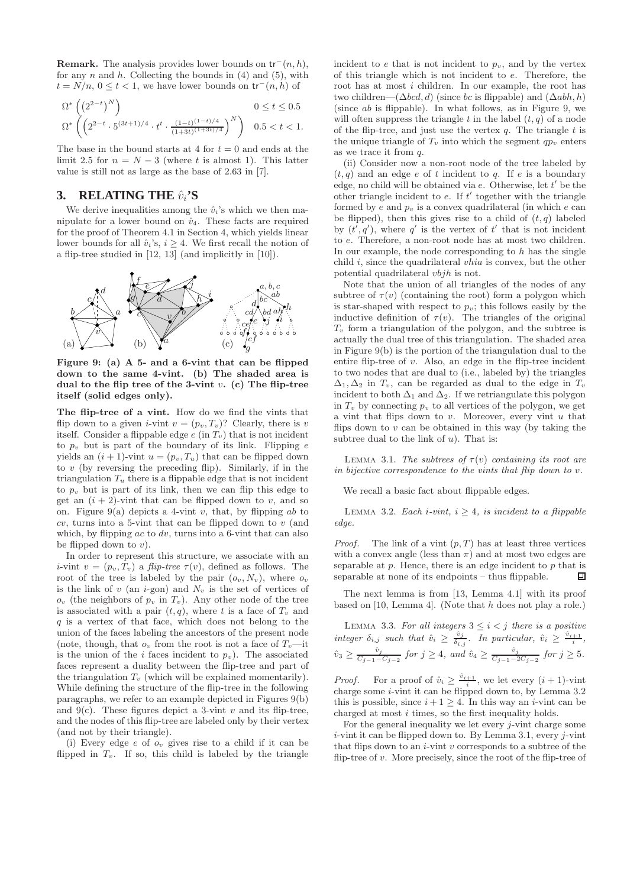**Remark.** The analysis provides lower bounds on $\mathsf{tr}^-(n,h)$, for any $n$ and $h$. Collecting the bounds in (4) and (5), with $t = N/n$, $0 \le t < 1$, we have lower bounds on $\mathsf{tr}^-(n,h)$ of

$$\Omega^*\left(\left(2^{2-t}\right)^N\right) \qquad 0 \le t \le 0.5$$

$$\Omega^*\left(\left(2^{2-t}\cdot 5^{(3t+1)/4}\cdot t^t\cdot \frac{(1-t)^{(1-t)/4}}{(1+3t)^{(1+3t)/4}}\right)^N\right) \quad 0.5 < t < 1.$$

The base in the bound starts at 4 for $t = 0$ and ends at the limit 2.5 for $n = N - 3$ (where $t$ is almost 1). This latter value is still not as large as the base of 2.63 in [7].

## 3. RELATING THE $\hat{v}_i$'S

We derive inequalities among the $\hat{v}_i$'s which we then manipulate for a lower bound on $\hat{v}_4$. These facts are required for the proof of Theorem 4.1 in Section 4, which yields linear lower bounds for all $\hat{v}_i$'s, $i \ge 4$. We first recall the notion of a flip-tree studied in [12, 13] (and implicitly in [10]).

Figure 9: (a) A 5- and a 6-vint that can be flipped down to the same 4-vint. (b) The shaded area is dual to the flip tree of the 3-vint $v$. (c) The flip-tree itself (solid edges only).

**The flip-tree of a vint.** How do we find the vints that flip down to a given $i$-vint $v = (p_v, T_v)$? Clearly, there is $v$ itself. Consider a flippable edge $e$ (in $T_v$) that is not incident to $p_v$ but is part of the boundary of its link. Flipping $e$ yields an $(i+1)$-vint $u = (p_v, T_u)$ that can be flipped down to $v$ (by reversing the preceding flip). Similarly, if in the triangulation $T_u$ there is a flippable edge that is not incident to $p_v$ but is part of its link, then we can flip this edge to get an $(i+2)$-vint that can be flipped down to $v$, and so on. Figure 9(a) depicts a 4-vint $v$, that, by flipping $ab$ to $cv$, turns into a 5-vint that can be flipped down to $v$ (and which, by flipping $ac$ to $dv$, turns into a 6-vint that can also be flipped down to $v$).

In order to represent this structure, we associate with an $i$-vint $v = (p_v, T_v)$ a *flip-tree* $\tau(v)$, defined as follows. The root of the tree is labeled by the pair $(o_v, N_v)$, where $o_v$ is the link of $v$ (an $i$-gon) and $N_v$ is the set of vertices of $o_v$ (the neighbors of $p_v$ in $T_v$). Any other node of the tree is associated with a pair $(t, q)$, where $t$ is a face of $T_v$ and $q$ is a vertex of that face, which does not belong to the union of the faces labeling the ancestors of the present node (note, though, that $o_v$ from the root is not a face of $T_v$—it is the union of the $i$ faces incident to $p_v$). The associated faces represent a duality between the flip-tree and part of the triangulation $T_v$ (which will be explained momentarily). While defining the structure of the flip-tree in the following paragraphs, we refer to an example depicted in Figures 9(b) and 9(c). These figures depict a 3-vint $v$ and its flip-tree, and the nodes of this flip-tree are labeled only by their vertex (and not by their triangle).

(i) Every edge $e$ of $o_v$ gives rise to a child if it can be flipped in $T_v$. If so, this child is labeled by the triangle incident to $e$ that is not incident to $p_v$, and by the vertex of this triangle which is not incident to $e$. Therefore, the root has at most $i$ children. In our example, the root has two children—$(\Delta bcd, d)$ (since $bc$ is flippable) and $(\Delta abh, h)$ (since $ab$ is flippable). In what follows, as in Figure 9, we will often suppress the triangle $t$ in the label $(t, q)$ of a node of the flip-tree, and just use the vertex $q$. The triangle $t$ is the unique triangle of $T_v$ into which the segment $qp_v$ enters as we trace it from $q$.

(ii) Consider now a non-root node of the tree labeled by $(t, q)$ and an edge $e$ of $t$ incident to $q$. If $e$ is a boundary edge, no child will be obtained via $e$. Otherwise, let $t'$ be the other triangle incident to $e$. If $t'$ together with the triangle formed by $e$ and $p_v$ is a convex quadrilateral (in which $e$ can be flipped), then this gives rise to a child of $(t, q)$ labeled by $(t', q')$, where $q'$ is the vertex of $t'$ that is not incident to $e$. Therefore, a non-root node has at most two children. In our example, the node corresponding to $h$ has the single child $i$, since the quadrilateral $vhia$ is convex, but the other potential quadrilateral $vbjh$ is not.

Note that the union of all triangles of the nodes of any subtree of $\tau(v)$ (containing the root) form a polygon which is star-shaped with respect to $p_v$; this follows easily by the inductive definition of $\tau(v)$. The triangles of the original $T_v$ form a triangulation of the polygon, and the subtree is actually the dual tree of this triangulation. The shaded area in Figure 9(b) is the portion of the triangulation dual to the entire flip-tree of $v$. Also, an edge in the flip-tree incident to two nodes that are dual to (i.e., labeled by) the triangles $\Delta_1, \Delta_2$ in $T_v$, can be regarded as dual to the edge in $T_v$ incident to both $\Delta_1$ and $\Delta_2$. If we retriangulate this polygon in $T_v$ by connecting $p_v$ to all vertices of the polygon, we get a vint that flips down to $v$. Moreover, every vint $u$ that flips down to $v$ can be obtained in this way (by taking the subtree dual to the link of $u$). That is:

LEMMA 3.1. *The subtrees of $\tau(v)$ containing its root are in bijective correspondence to the vints that flip down to $v$.*

We recall a basic fact about flippable edges.

LEMMA 3.2. *Each $i$-vint, $i \ge 4$, is incident to a flippable edge.*

*Proof.* The link of a vint $(p, T)$ has at least three vertices with a convex angle (less than $\pi$) and at most two edges are separable at $p$. Hence, there is an edge incident to $p$ that is separable at none of its endpoints – thus flippable. ∎

The next lemma is from [13, Lemma 4.1] with its proof based on [10, Lemma 4]. (Note that $h$ does not play a role.)

LEMMA 3.3. *For all integers $3 \le i < j$ there is a positive integer $\delta_{i,j}$ such that $\hat{v}_i \ge \frac{\hat{v}_j}{\delta_{i,j}}$. In particular, $\hat{v}_i \ge \frac{\hat{v}_{i+1}}{i}$, $\hat{v}_3 \ge \frac{\hat{v}_j}{C_{j-1}-C_{j-2}}$ for $j \ge 4$, and $\hat{v}_4 \ge \frac{\hat{v}_j}{C_{j-1}-2C_{j-2}}$ for $j \ge 5$.*

*Proof.* For a proof of $\hat{v}_i \ge \frac{\hat{v}_{i+1}}{i}$, we let every $(i+1)$-vint charge some $i$-vint it can be flipped down to, by Lemma 3.2 this is possible, since $i + 1 \ge 4$. In this way an $i$-vint can be charged at most $i$ times, so the first inequality holds.

For the general inequality we let every $j$-vint charge some $i$-vint it can be flipped down to. By Lemma 3.1, every $j$-vint that flips down to an $i$-vint $v$ corresponds to a subtree of the flip-tree of $v$. More precisely, since the root of the flip-tree of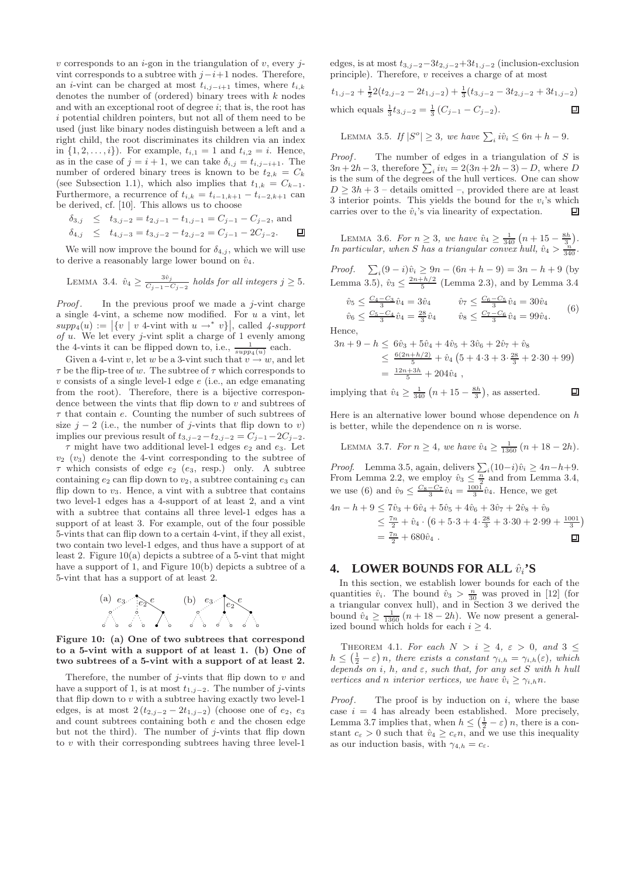$v$ corresponds to an $i$-gon in the triangulation of $v$, every $j$-vint corresponds to a subtree with $j-i+1$ nodes. Therefore, an $i$-vint can be charged at most $t_{i,j-i+1}$ times, where $t_{i,k}$ denotes the number of (ordered) binary trees with $k$ nodes and with an exceptional root of degree $i$; that is, the root has $i$ potential children pointers, but not all of them need to be used (just like binary nodes distinguish between a left and a right child, the root discriminates its children via an index in $\{1,2,\ldots,i\}$). For example, $t_{i,1}=1$ and $t_{i,2}=i$. Hence, as in the case of $j=i+1$, we can take $\delta_{i,j}=t_{i,j-i+1}$. The number of ordered binary trees is known to be $t_{2,k}=C_k$ (see Subsection 1.1), which also implies that $t_{1,k}=C_{k-1}$. Furthermore, a recurrence of $t_{i,k}=t_{i-1,k+1}-t_{i-2,k+1}$ can be derived, cf. [10]. This allows us to choose

$$
\begin{aligned}
\delta_{3,j} &\le t_{3,j-2}=t_{2,j-1}-t_{1,j-1}=C_{j-1}-C_{j-2}, \text{ and}\\
\delta_{4,j} &\le t_{4,j-3}=t_{3,j-2}-t_{2,j-2}=C_{j-1}-2C_{j-2}.
\end{aligned}
$$

We will now improve the bound for $\delta_{4,j}$, which we will use to derive a reasonably large lower bound on $\hat{v}_4$.

LEMMA 3.4. *$\hat{v}_4 \ge \frac{3\hat{v}_j}{C_{j-1}-C_{j-2}}$ holds for all integers $j\ge 5$.*

*Proof.* In the previous proof we made a $j$-vint charge a single 4-vint, a scheme now modified. For $u$ a vint, let $supp_4(u) := \left|\{v \mid v \text{ 4-vint with } u \to^* v\}\right|$, called *4-support of $u$*. We let every $j$-vint split a charge of 1 evenly among the 4-vints it can be flipped down to, i.e., $\frac{1}{supp_4(u)}$ each.

Given a 4-vint $v$, let $w$ be a 3-vint such that $v\to w$, and let $\tau$ be the flip-tree of $w$. The subtree of $\tau$ which corresponds to $v$ consists of a single level-1 edge $e$ (i.e., an edge emanating from the root). Therefore, there is a bijective correspondence between the vints that flip down to $v$ and subtrees of $\tau$ that contain $e$. Counting the number of such subtrees of size $j-2$ (i.e., the number of $j$-vints that flip down to $v$) implies our previous result of $t_{3,j-2}-t_{2,j-2}=C_{j-1}-2C_{j-2}$.

$\tau$ might have two additional level-1 edges $e_2$ and $e_3$. Let $v_2$ ($v_3$) denote the 4-vint corresponding to the subtree of $\tau$ which consists of edge $e_2$ ($e_3$, resp.) only. A subtree containing $e_2$ can flip down to $v_2$, a subtree containing $e_3$ can flip down to $v_3$. Hence, a vint with a subtree that contains two level-1 edges has a 4-support of at least 2, and a vint with a subtree that contains all three level-1 edges has a support of at least 3. For example, out of the four possible 5-vints that can flip down to a certain 4-vint, if they all exist, two contain two level-1 edges, and thus have a support of at least 2. Figure 10(a) depicts a subtree of a 5-vint that might have a support of 1, and Figure 10(b) depicts a subtree of a 5-vint that has a support of at least 2.

**Figure 10: (a) One of two subtrees that correspond to a 5-vint with a support of at least 1. (b) One of two subtrees of a 5-vint with a support of at least 2.**

Therefore, the number of $j$-vints that flip down to $v$ and have a support of 1, is at most $t_{1,j-2}$. The number of $j$-vints that flip down to $v$ with a subtree having exactly two level-1 edges, is at most $2\,(t_{2,j-2}-2t_{1,j-2})$ (choose one of $e_2$, $e_3$ and count subtrees containing both $e$ and the chosen edge but not the third). The number of $j$-vints that flip down to $v$ with their corresponding subtrees having three level-1 edges, is at most $t_{3,j-2}-3t_{2,j-2}+3t_{1,j-2}$ (inclusion-exclusion principle). Therefore, $v$ receives a charge of at most

$$
t_{1,j-2}+\tfrac{1}{2}2(t_{2,j-2}-2t_{1,j-2})+\tfrac{1}{3}(t_{3,j-2}-3t_{2,j-2}+3t_{1,j-2})
$$

which equals $\frac{1}{3}t_{3,j-2}=\frac{1}{3}\left(C_{j-1}-C_{j-2}\right)$. ∎

LEMMA 3.5. *If $|S^o|\ge 3$, we have $\sum_i i\hat{v}_i \le 6n+h-9$.*

*Proof.* The number of edges in a triangulation of $S$ is $3n+2h-3$, therefore $\sum_i iv_i = 2(3n+2h-3)-D$, where $D$ is the sum of the degrees of the hull vertices. One can show $D\ge 3h+3$ – details omitted –, provided there are at least 3 interior points. This yields the bound for the $v_i$'s which carries over to the $\hat{v}_i$'s via linearity of expectation. ∎

LEMMA 3.6. *For $n\ge 3$, we have $\hat{v}_4 \ge \frac{1}{340}\left(n+15-\frac{8h}{3}\right)$. In particular, when $S$ has a triangular convex hull, $\hat{v}_4 > \frac{n}{340}$.*

*Proof.* $\sum_i (9-i)\hat{v}_i \ge 9n-(6n+h-9)=3n-h+9$ (by Lemma 3.5), $\hat{v}_3 \le \frac{2n+h/2}{5}$ (Lemma 2.3), and by Lemma 3.4

$$
\begin{aligned}
\hat{v}_5 &\le \tfrac{C_4-C_3}{3}\hat{v}_4 = 3\hat{v}_4 & \hat{v}_7 &\le \tfrac{C_6-C_5}{3}\hat{v}_4 = 30\hat{v}_4\\
\hat{v}_6 &\le \tfrac{C_5-C_4}{3}\hat{v}_4 = \tfrac{28}{3}\hat{v}_4 & \hat{v}_8 &\le \tfrac{C_7-C_6}{3}\hat{v}_4 = 99\hat{v}_4.
\end{aligned} \tag{6}
$$

Hence,

$$
\begin{aligned}
3n+9-h &\le 6\hat{v}_3+5\hat{v}_4+4\hat{v}_5+3\hat{v}_6+2\hat{v}_7+\hat{v}_8\\
&\le \tfrac{6(2n+h/2)}{5}+\hat{v}_4\left(5+4\cdot 3+3\cdot\tfrac{28}{3}+2\cdot 30+99\right)\\
&= \tfrac{12n+3h}{5}+204\hat{v}_4\ ,
\end{aligned}
$$

implying that $\hat{v}_4 \ge \frac{1}{340}\left(n+15-\frac{8h}{3}\right)$, as asserted. ∎

Here is an alternative lower bound whose dependence on $h$ is better, while the dependence on $n$ is worse.

LEMMA 3.7. *For $n\ge 4$, we have $\hat{v}_4 \ge \frac{1}{1360}\left(n+18-2h\right)$.*

*Proof.* Lemma 3.5, again, delivers $\sum_i (10-i)\hat{v}_i \ge 4n-h+9$. From Lemma 2.2, we employ $\hat{v}_3 \le \frac{n}{2}$ and from Lemma 3.4, we use (6) and $\hat{v}_9 \le \frac{C_8-C_7}{3}\hat{v}_4 = \frac{1001}{3}\hat{v}_4$. Hence, we get

$$
\begin{aligned}
4n-h+9 &\le 7\hat{v}_3+6\hat{v}_4+5\hat{v}_5+4\hat{v}_6+3\hat{v}_7+2\hat{v}_8+\hat{v}_9\\
&\le \tfrac{7n}{2}+\hat{v}_4\cdot\left(6+5\cdot 3+4\cdot\tfrac{28}{3}+3\cdot 30+2\cdot 99+\tfrac{1001}{3}\right)\\
&= \tfrac{7n}{2}+680\hat{v}_4\ .
\end{aligned}
$$
∎

## 4. LOWER BOUNDS FOR ALL $\hat{v}_i$'S

In this section, we establish lower bounds for each of the quantities $\hat{v}_i$. The bound $\hat{v}_3 > \frac{n}{30}$ was proved in [12] (for a triangular convex hull), and in Section 3 we derived the bound $\hat{v}_4 \ge \frac{1}{1360}\left(n+18-2h\right)$. We now present a generalized bound which holds for each $i\ge 4$.

THEOREM 4.1. *For each $N > i \ge 4$, $\varepsilon > 0$, and $3 \le h \le \left(\frac{1}{2}-\varepsilon\right)n$, there exists a constant $\gamma_{i,h}=\gamma_{i,h}(\varepsilon)$, which depends on $i$, $h$, and $\varepsilon$, such that, for any set $S$ with $h$ hull vertices and $n$ interior vertices, we have $\hat{v}_i \ge \gamma_{i,h} n$.*

*Proof.* The proof is by induction on $i$, where the base case $i=4$ has already been established. More precisely, Lemma 3.7 implies that, when $h\le\left(\frac{1}{2}-\varepsilon\right)n$, there is a constant $c_\varepsilon > 0$ such that $\hat{v}_4 \ge c_\varepsilon n$, and we use this inequality as our induction basis, with $\gamma_{4,h}=c_\varepsilon$.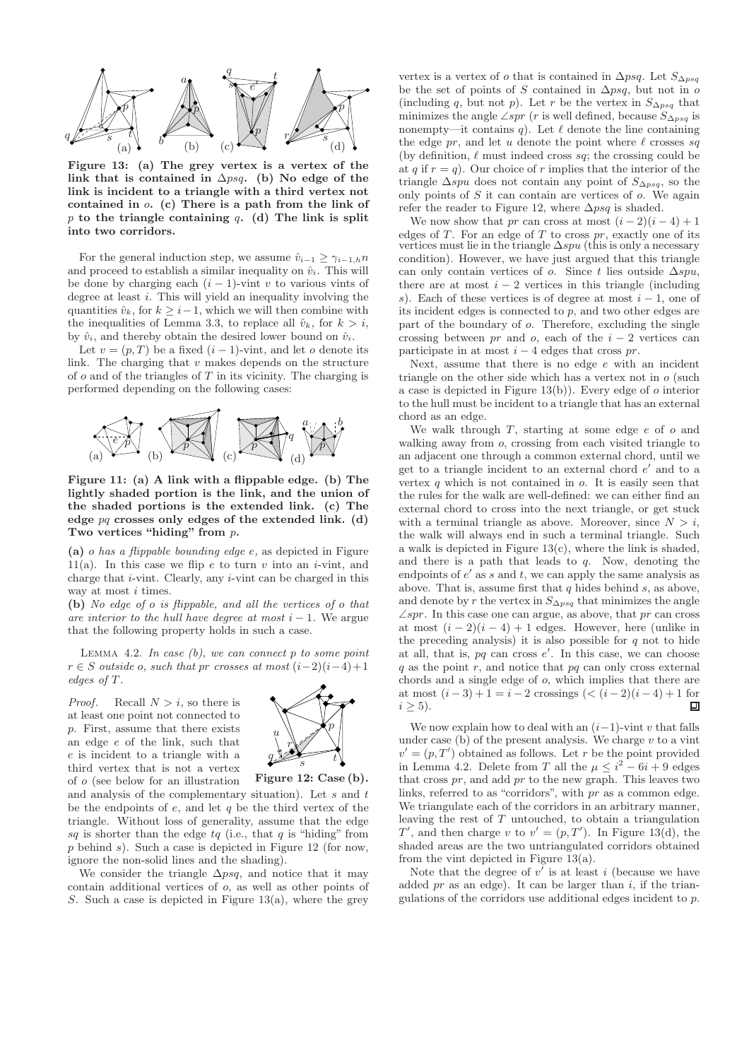**Figure 13: (a) The grey vertex is a vertex of the link that is contained in $\Delta psq$. (b) No edge of the link is incident to a triangle with a third vertex not contained in $o$. (c) There is a path from the link of $p$ to the triangle containing $q$. (d) The link is split into two corridors.**

For the general induction step, we assume $\hat{v}_{i-1} \geq \gamma_{i-1,h} n$ and proceed to establish a similar inequality on $\hat{v}_i$. This will be done by charging each $(i-1)$-vint $v$ to various vints of degree at least $i$. This will yield an inequality involving the quantities $\hat{v}_k$, for $k \geq i-1$, which we will then combine with the inequalities of Lemma 3.3, to replace all $\hat{v}_k$, for $k > i$, by $\hat{v}_i$, and thereby obtain the desired lower bound on $\hat{v}_i$.

Let $v = (p, T)$ be a fixed $(i-1)$-vint, and let $o$ denote its link. The charging that $v$ makes depends on the structure of $o$ and of the triangles of $T$ in its vicinity. The charging is performed depending on the following cases:

**Figure 11: (a) A link with a flippable edge. (b) The lightly shaded portion is the link, and the union of the shaded portions is the extended link. (c) The edge $pq$ crosses only edges of the extended link. (d) Two vertices "hiding" from $p$.**

**(a)** *$o$ has a flippable bounding edge $e$,* as depicted in Figure 11(a). In this case we flip $e$ to turn $v$ into an $i$-vint, and charge that $i$-vint. Clearly, any $i$-vint can be charged in this way at most $i$ times.

**(b)** *No edge of $o$ is flippable, and all the vertices of $o$ that are interior to the hull have degree at most $i-1$.* We argue that the following property holds in such a case.

Lemma 4.2. *In case (b), we can connect $p$ to some point $r \in S$ outside $o$, such that $pr$ crosses at most $(i-2)(i-4)+1$ edges of $T$.*

*Proof.* Recall $N > i$, so there is at least one point not connected to $p$. First, assume that there exists an edge $e$ of the link, such that $e$ is incident to a triangle with a third vertex that is not a vertex of $o$ (see below for an illustration and analysis of the complementary situation). Let $s$ and $t$ be the endpoints of $e$, and let $q$ be the third vertex of the triangle. Without loss of generality, assume that the edge $sq$ is shorter than the edge $tq$ (i.e., that $q$ is "hiding" from $p$ behind $s$). Such a case is depicted in Figure 12 (for now, ignore the non-solid lines and the shading).

**Figure 12: Case (b).**

We consider the triangle $\Delta psq$, and notice that it may contain additional vertices of $o$, as well as other points of $S$. Such a case is depicted in Figure 13(a), where the grey vertex is a vertex of $o$ that is contained in $\Delta psq$. Let $S_{\Delta psq}$ be the set of points of $S$ contained in $\Delta psq$, but not in $o$ (including $q$, but not $p$). Let $r$ be the vertex in $S_{\Delta psq}$ that minimizes the angle $\angle spr$ ($r$ is well defined, because $S_{\Delta psq}$ is nonempty—it contains $q$). Let $\ell$ denote the line containing the edge $pr$, and let $u$ denote the point where $\ell$ crosses $sq$ (by definition, $\ell$ must indeed cross $sq$; the crossing could be at $q$ if $r = q$). Our choice of $r$ implies that the interior of the triangle $\Delta spu$ does not contain any point of $S_{\Delta psq}$, so the only points of $S$ it can contain are vertices of $o$. We again refer the reader to Figure 12, where $\Delta psq$ is shaded.

We now show that $pr$ can cross at most $(i-2)(i-4)+1$ edges of $T$. For an edge of $T$ to cross $pr$, exactly one of its vertices must lie in the triangle $\Delta spu$ (this is only a necessary condition). However, we have just argued that this triangle can only contain vertices of $o$. Since $t$ lies outside $\Delta spu$, there are at most $i-2$ vertices in this triangle (including $s$). Each of these vertices is of degree at most $i-1$, one of its incident edges is connected to $p$, and two other edges are part of the boundary of $o$. Therefore, excluding the single crossing between $pr$ and $o$, each of the $i-2$ vertices can participate in at most $i-4$ edges that cross $pr$.

Next, assume that there is no edge $e$ with an incident triangle on the other side which has a vertex not in $o$ (such a case is depicted in Figure 13(b)). Every edge of $o$ interior to the hull must be incident to a triangle that has an external chord as an edge.

We walk through $T$, starting at some edge $e$ of $o$ and walking away from $o$, crossing from each visited triangle to an adjacent one through a common external chord, until we get to a triangle incident to an external chord $e'$ and to a vertex $q$ which is not contained in $o$. It is easily seen that the rules for the walk are well-defined: we can either find an external chord to cross into the next triangle, or get stuck with a terminal triangle as above. Moreover, since $N > i$, the walk will always end in such a terminal triangle. Such a walk is depicted in Figure 13(c), where the link is shaded, and there is a path that leads to $q$. Now, denoting the endpoints of $e'$ as $s$ and $t$, we can apply the same analysis as above. That is, assume first that $q$ hides behind $s$, as above, and denote by $r$ the vertex in $S_{\Delta psq}$ that minimizes the angle $\angle spr$. In this case one can argue, as above, that $pr$ can cross at most $(i-2)(i-4)+1$ edges. However, here (unlike in the preceding analysis) it is also possible for $q$ not to hide at all, that is, $pq$ can cross $e'$. In this case, we can choose $q$ as the point $r$, and notice that $pq$ can only cross external chords and a single edge of $o$, which implies that there are at most $(i-3)+1 = i-2$ crossings ($< (i-2)(i-4)+1$ for $i \geq 5$). ∎

We now explain how to deal with an $(i-1)$-vint $v$ that falls under case (b) of the present analysis. We charge $v$ to a vint $v' = (p, T')$ obtained as follows. Let $r$ be the point provided in Lemma 4.2. Delete from $T$ all the $\mu \leq i^2 - 6i + 9$ edges that cross $pr$, and add $pr$ to the new graph. This leaves two links, referred to as "corridors", with $pr$ as a common edge. We triangulate each of the corridors in an arbitrary manner, leaving the rest of $T$ untouched, to obtain a triangulation $T'$, and then charge $v$ to $v' = (p, T')$. In Figure 13(d), the shaded areas are the two untriangulated corridors obtained from the vint depicted in Figure 13(a).

Note that the degree of $v'$ is at least $i$ (because we have added $pr$ as an edge). It can be larger than $i$, if the triangulations of the corridors use additional edges incident to $p$.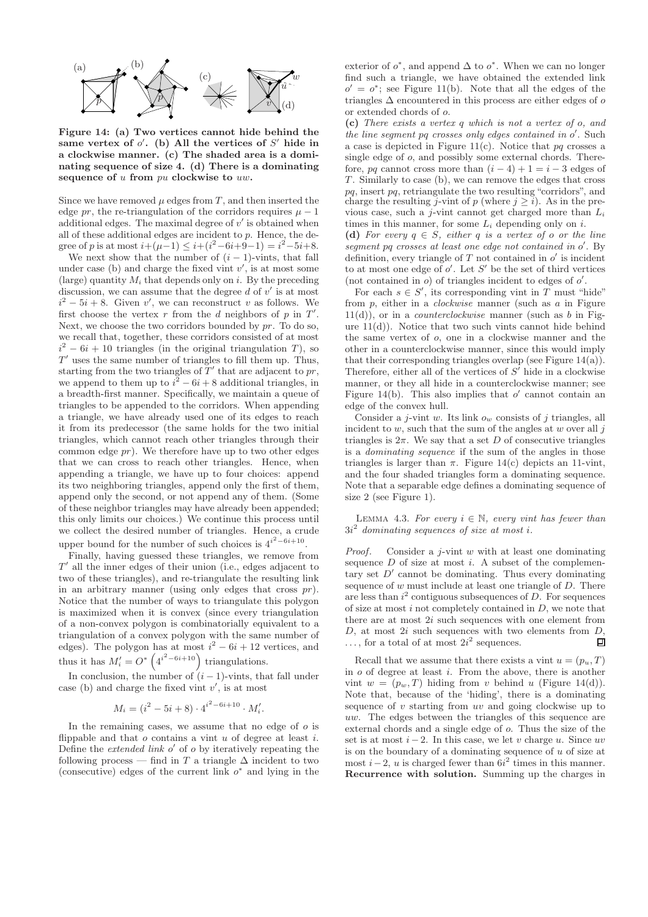**Figure 14: (a) Two vertices cannot hide behind the same vertex of $o'$. (b) All the vertices of $S'$ hide in a clockwise manner. (c) The shaded area is a dominating sequence of size 4. (d) There is a dominating sequence of $u$ from $pu$ clockwise to $uw$.**

Since we have removed $\mu$ edges from $T$, and then inserted the edge $pr$, the re-triangulation of the corridors requires $\mu - 1$ additional edges. The maximal degree of $v'$ is obtained when all of these additional edges are incident to $p$. Hence, the degree of $p$ is at most $i+(\mu-1) \le i+(i^2-6i+9-1) = i^2-5i+8$.

We next show that the number of $(i-1)$-vints, that fall under case (b) and charge the fixed vint $v'$, is at most some (large) quantity $M_i$ that depends only on $i$. By the preceding discussion, we can assume that the degree $d$ of $v'$ is at most $i^2 - 5i + 8$. Given $v'$, we can reconstruct $v$ as follows. We first choose the vertex $r$ from the $d$ neighbors of $p$ in $T'$. Next, we choose the two corridors bounded by $pr$. To do so, we recall that, together, these corridors consisted of at most $i^2 - 6i + 10$ triangles (in the original triangulation $T$), so $T'$ uses the same number of triangles to fill them up. Thus, starting from the two triangles of $T'$ that are adjacent to $pr$, we append to them up to $i^2 - 6i + 8$ additional triangles, in a breadth-first manner. Specifically, we maintain a queue of triangles to be appended to the corridors. When appending a triangle, we have already used one of its edges to reach it from its predecessor (the same holds for the two initial triangles, which cannot reach other triangles through their common edge $pr$). We therefore have up to two other edges that we can cross to reach other triangles. Hence, when appending a triangle, we have up to four choices: append its two neighboring triangles, append only the first of them, append only the second, or not append any of them. (Some of these neighbor triangles may have already been appended; this only limits our choices.) We continue this process until we collect the desired number of triangles. Hence, a crude upper bound for the number of such choices is $4^{i^2-6i+10}$.

Finally, having guessed these triangles, we remove from $T'$ all the inner edges of their union (i.e., edges adjacent to two of these triangles), and re-triangulate the resulting link in an arbitrary manner (using only edges that cross $pr$). Notice that the number of ways to triangulate this polygon is maximized when it is convex (since every triangulation of a non-convex polygon is combinatorially equivalent to a triangulation of a convex polygon with the same number of edges). The polygon has at most $i^2 - 6i + 12$ vertices, and thus it has $M'_i = O^*\left(4^{i^2-6i+10}\right)$ triangulations.

In conclusion, the number of $(i-1)$-vints, that fall under case (b) and charge the fixed vint $v'$, is at most

$$M_i = (i^2 - 5i + 8) \cdot 4^{i^2-6i+10} \cdot M'_i.$$

In the remaining cases, we assume that no edge of $o$ is flippable and that $o$ contains a vint $u$ of degree at least $i$. Define the *extended link* $o'$ of $o$ by iteratively repeating the following process — find in $T$ a triangle $\Delta$ incident to two (consecutive) edges of the current link $o^*$ and lying in the exterior of $o^*$, and append $\Delta$ to $o^*$. When we can no longer find such a triangle, we have obtained the extended link $o' = o^*$; see Figure 11(b). Note that all the edges of the triangles $\Delta$ encountered in this process are either edges of $o$ or extended chords of $o$.

**(c)** *There exists a vertex $q$ which is not a vertex of $o$, and the line segment $pq$ crosses only edges contained in $o'$.* Such a case is depicted in Figure 11(c). Notice that $pq$ crosses a single edge of $o$, and possibly some external chords. Therefore, $pq$ cannot cross more than $(i-4)+1 = i-3$ edges of $T$. Similarly to case (b), we can remove the edges that cross $pq$, insert $pq$, retriangulate the two resulting "corridors", and charge the resulting $j$-vint of $p$ (where $j \ge i$). As in the previous case, such a $j$-vint cannot get charged more than $L_i$ times in this manner, for some $L_i$ depending only on $i$.

**(d)** *For every $q \in S$, either $q$ is a vertex of $o$ or the line segment $pq$ crosses at least one edge not contained in $o'$.* By definition, every triangle of $T$ not contained in $o'$ is incident to at most one edge of $o'$. Let $S'$ be the set of third vertices (not contained in $o$) of triangles incident to edges of $o'$.

For each $s \in S'$, its corresponding vint in $T$ must "hide" from $p$, either in a *clockwise* manner (such as $a$ in Figure 11(d)), or in a *counterclockwise* manner (such as $b$ in Figure 11(d)). Notice that two such vints cannot hide behind the same vertex of $o$, one in a clockwise manner and the other in a counterclockwise manner, since this would imply that their corresponding triangles overlap (see Figure 14(a)). Therefore, either all of the vertices of $S'$ hide in a clockwise manner, or they all hide in a counterclockwise manner; see Figure 14(b). This also implies that $o'$ cannot contain an edge of the convex hull.

Consider a $j$-vint $w$. Its link $o_w$ consists of $j$ triangles, all incident to $w$, such that the sum of the angles at $w$ over all $j$ triangles is $2\pi$. We say that a set $D$ of consecutive triangles is a *dominating sequence* if the sum of the angles in those triangles is larger than $\pi$. Figure 14(c) depicts an 11-vint, and the four shaded triangles form a dominating sequence. Note that a separable edge defines a dominating sequence of size 2 (see Figure 1).

LEMMA 4.3. *For every $i \in \mathbb{N}$, every vint has fewer than $3i^2$ dominating sequences of size at most $i$.*

*Proof.* Consider a $j$-vint $w$ with at least one dominating sequence $D$ of size at most $i$. A subset of the complementary set $D'$ cannot be dominating. Thus every dominating sequence of $w$ must include at least one triangle of $D$. There are less than $i^2$ contiguous subsequences of $D$. For sequences of size at most $i$ not completely contained in $D$, we note that there are at most $2i$ such sequences with one element from $D$, at most $2i$ such sequences with two elements from $D$, $\ldots$, for a total of at most $2i^2$ sequences. ◻

Recall that we assume that there exists a vint $u = (p_u, T)$ in $o$ of degree at least $i$. From the above, there is another vint $w = (p_w, T)$ hiding from $v$ behind $u$ (Figure 14(d)). Note that, because of the 'hiding', there is a dominating sequence of $v$ starting from $uv$ and going clockwise up to $uw$. The edges between the triangles of this sequence are external chords and a single edge of $o$. Thus the size of the set is at most $i-2$. In this case, we let $v$ charge $u$. Since $uv$ is on the boundary of a dominating sequence of $u$ of size at most $i-2$, $u$ is charged fewer than $6i^2$ times in this manner.

**Recurrence with solution.** Summing up the charges in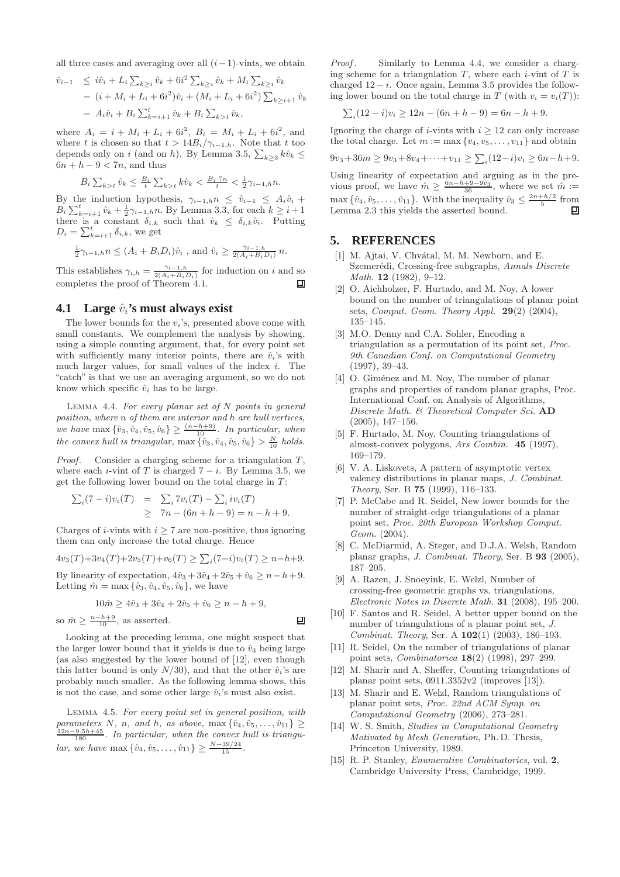all three cases and averaging over all $(i-1)$-vints, we obtain

$$
\begin{aligned}
\hat{v}_{i-1} &\leq i\hat{v}_i + L_i \sum_{k\geq i} \hat{v}_k + 6i^2 \sum_{k\geq i} \hat{v}_k + M_i \sum_{k\geq i} \hat{v}_k \\
&= (i + M_i + L_i + 6i^2)\hat{v}_i + (M_i + L_i + 6i^2) \sum_{k\geq i+1} \hat{v}_k \\
&= A_i \hat{v}_i + B_i \sum_{k=i+1}^{t} \hat{v}_k + B_i \sum_{k>t} \hat{v}_k,
\end{aligned}
$$

where $A_i = i + M_i + L_i + 6i^2$, $B_i = M_i + L_i + 6i^2$, and where $t$ is chosen so that $t > 14B_i/\gamma_{i-1,h}$. Note that $t$ too depends only on $i$ (and on $h$). By Lemma 3.5, $\sum_{k\geq 3} k\hat{v}_k \leq 6n + h - 9 < 7n$, and thus

$$
B_i \sum_{k>t} \hat{v}_k \leq \frac{B_i}{t} \sum_{k>t} k\hat{v}_k < \frac{B_i \cdot 7n}{t} < \frac{1}{2}\gamma_{i-1,h} n.
$$

By the induction hypothesis, $\gamma_{i-1,h} n \leq \hat{v}_{i-1} \leq A_i \hat{v}_i + B_i \sum_{k=i+1}^{t} \hat{v}_k + \frac{1}{2}\gamma_{i-1,h} n$. By Lemma 3.3, for each $k \geq i+1$ there is a constant $\delta_{i,k}$ such that $\hat{v}_k \leq \delta_{i,k}\hat{v}_i$. Putting $D_i = \sum_{k=i+1}^{t} \delta_{i,k}$, we get

$$
\frac{1}{2}\gamma_{i-1,h} n \leq (A_i + B_i D_i)\hat{v}_i \text{ , and } \hat{v}_i \geq \frac{\gamma_{i-1,h}}{2(A_i + B_i D_i)}\, n.
$$

This establishes $\gamma_{i,h} = \frac{\gamma_{i-1,h}}{2(A_i + B_i D_i)}$ for induction on $i$ and so completes the proof of Theorem 4.1. ∎

## 4.1 Large $\hat{v}_i$'s must always exist

The lower bounds for the $v_i$'s, presented above come with small constants. We complement the analysis by showing, using a simple counting argument, that, for every point set with sufficiently many interior points, there are $\hat{v}_i$'s with much larger values, for small values of the index $i$. The "catch" is that we use an averaging argument, so we do not know which specific $\hat{v}_i$ has to be large.

LEMMA 4.4. *For every planar set of $N$ points in general position, where $n$ of them are interior and $h$ are hull vertices, we have* $\max\{\hat{v}_3, \hat{v}_4, \hat{v}_5, \hat{v}_6\} \geq \frac{(n-h+9)}{10}$. *In particular, when the convex hull is triangular,* $\max\{\hat{v}_3, \hat{v}_4, \hat{v}_5, \hat{v}_6\} > \frac{N}{10}$ *holds.*

*Proof*. Consider a charging scheme for a triangulation $T$, where each $i$-vint of $T$ is charged $7-i$. By Lemma 3.5, we get the following lower bound on the total charge in $T$:

$$
\begin{aligned}
\sum_i (7-i)v_i(T) &= \sum_i 7v_i(T) - \sum_i iv_i(T) \\
&\geq 7n - (6n + h - 9) = n - h + 9.
\end{aligned}
$$

Charges of $i$-vints with $i \geq 7$ are non-positive, thus ignoring them can only increase the total charge. Hence

$$
4v_3(T) + 3v_4(T) + 2v_5(T) + v_6(T) \geq \sum_i (7-i)v_i(T) \geq n - h + 9.
$$

By linearity of expectation, $4\hat{v}_3 + 3\hat{v}_4 + 2\hat{v}_5 + \hat{v}_6 \geq n - h + 9$. Letting $\hat{m} = \max\{\hat{v}_3, \hat{v}_4, \hat{v}_5, \hat{v}_6\}$, we have

$$
10\hat{m} \geq 4\hat{v}_3 + 3\hat{v}_4 + 2\hat{v}_5 + \hat{v}_6 \geq n - h + 9,
$$

so $\hat{m} \geq \frac{n-h+9}{10}$, as asserted. ∎

Looking at the preceding lemma, one might suspect that the larger lower bound that it yields is due to $\hat{v}_3$ being large (as also suggested by the lower bound of [12], even though this latter bound is only $N/30$), and that the other $\hat{v}_i$'s are probably much smaller. As the following lemma shows, this is not the case, and some other large $\hat{v}_i$'s must also exist.

LEMMA 4.5. *For every point set in general position, with parameters $N$, $n$, and $h$, as above,* $\max\{\hat{v}_4, \hat{v}_5, \ldots, \hat{v}_{11}\} \geq \frac{12n - 9.5h + 45}{180}$. *In particular, when the convex hull is triangular, we have* $\max\{\hat{v}_4, \hat{v}_5, \ldots, \hat{v}_{11}\} \geq \frac{N - 39/24}{15}$.

*Proof*. Similarly to Lemma 4.4, we consider a charging scheme for a triangulation $T$, where each $i$-vint of $T$ is charged $12-i$. Once again, Lemma 3.5 provides the following lower bound on the total charge in $T$ (with $v_i = v_i(T)$):

$$
\sum_i (12-i)v_i \geq 12n - (6n + h - 9) = 6n - h + 9.
$$

Ignoring the charge of $i$-vints with $i \geq 12$ can only increase the total charge. Let $m := \max\{v_4, v_5, \ldots, v_{11}\}$ and obtain

$$
9v_3 + 36m \geq 9v_3 + 8v_4 + \cdots + v_{11} \geq \sum_i (12-i)v_i \geq 6n - h + 9.
$$

Using linearity of expectation and arguing as in the previous proof, we have $\hat{m} \geq \frac{6n-h+9-9\hat{v}_3}{36}$, where we set $\hat{m} := \max\{\hat{v}_4, \hat{v}_5, \ldots, \hat{v}_{11}\}$. With the inequality $\hat{v}_3 \leq \frac{2n+h/2}{5}$ from Lemma 2.3 this yields the asserted bound. ∎

# 5. REFERENCES

[1] M. Ajtai, V. Chvátal, M. M. Newborn, and E. Szemerédi, Crossing-free subgraphs, *Annals Discrete Math.* **12** (1982), 9–12.

[2] O. Aichholzer, F. Hurtado, and M. Noy, A lower bound on the number of triangulations of planar point sets, *Comput. Geom. Theory Appl.* **29**(2) (2004), 135–145.

[3] M.O. Denny and C.A. Sohler, Encoding a triangulation as a permutation of its point set, *Proc. 9th Canadian Conf. on Computational Geometry* (1997), 39–43.

[4] O. Giménez and M. Noy, The number of planar graphs and properties of random planar graphs, Proc. International Conf. on Analysis of Algorithms, *Discrete Math. & Theoretical Computer Sci.* **AD** (2005), 147–156.

[5] F. Hurtado, M. Noy, Counting triangulations of almost-convex polygons, *Ars Combin.* **45** (1997), 169–179.

[6] V. A. Liskovets, A pattern of asymptotic vertex valency distributions in planar maps, *J. Combinat. Theory*, Ser. B **75** (1999), 116–133.

[7] P. McCabe and R. Seidel, New lower bounds for the number of straight-edge triangulations of a planar point set, *Proc. 20th European Workshop Comput. Geom.* (2004).

[8] C. McDiarmid, A. Steger, and D.J.A. Welsh, Random planar graphs, *J. Combinat. Theory*, Ser. B **93** (2005), 187–205.

[9] A. Razen, J. Snoeyink, E. Welzl, Number of crossing-free geometric graphs vs. triangulations, *Electronic Notes in Discrete Math.* **31** (2008), 195–200.

[10] F. Santos and R. Seidel, A better upper bound on the number of triangulations of a planar point set, *J. Combinat. Theory*, Ser. A **102**(1) (2003), 186–193.

[11] R. Seidel, On the number of triangulations of planar point sets, *Combinatorica* **18**(2) (1998), 297–299.

[12] M. Sharir and A. Sheffer, Counting triangulations of planar point sets, 0911.3352v2 (improves [13]).

[13] M. Sharir and E. Welzl, Random triangulations of planar point sets, *Proc. 22nd ACM Symp. on Computational Geometry* (2006), 273–281.

[14] W. S. Smith, *Studies in Computational Geometry Motivated by Mesh Generation*, Ph. D. Thesis, Princeton University, 1989.

[15] R. P. Stanley, *Enumerative Combinatorics*, vol. **2**, Cambridge University Press, Cambridge, 1999.